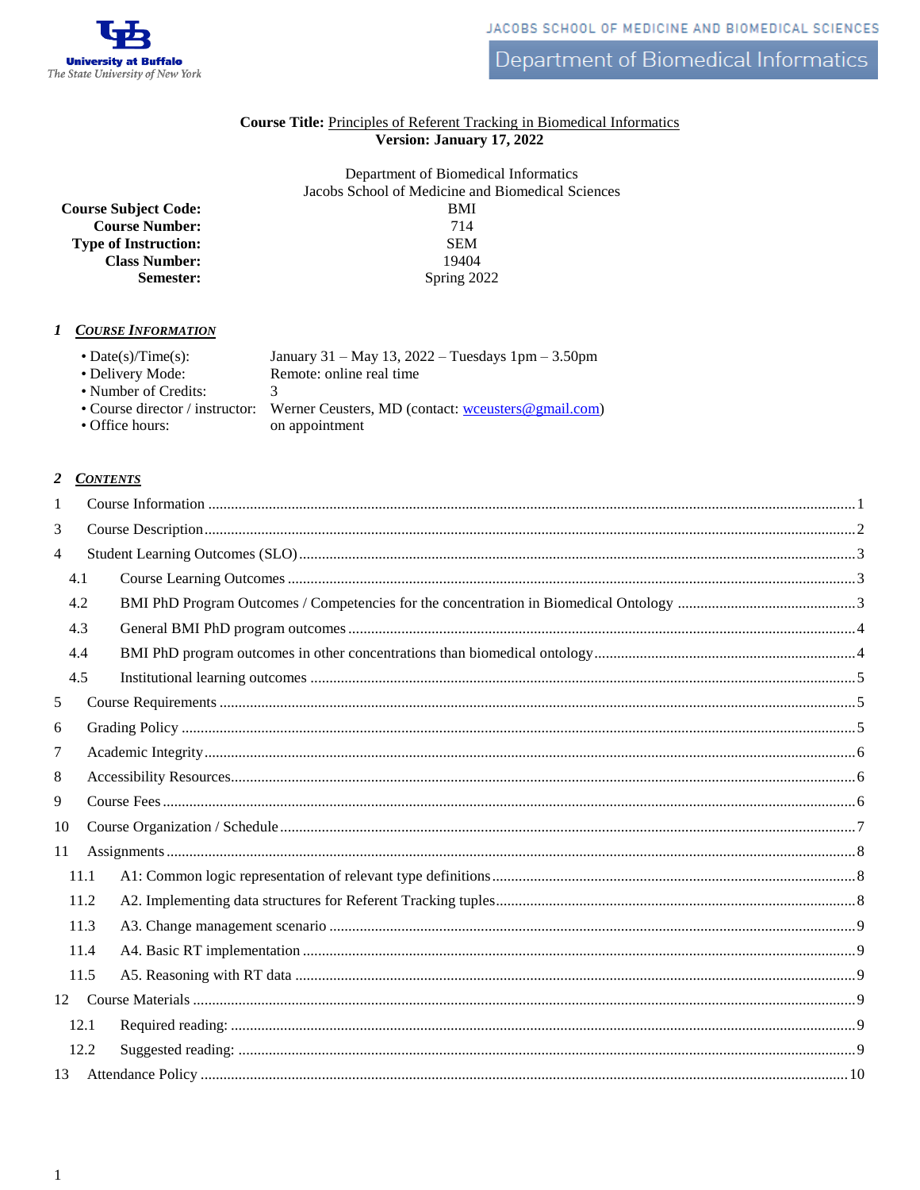University at Buffalo
The State University of New York

JACOBS SCHOOL OF MEDICINE AND BIOMEDICAL SCIENCES

Department of Biomedical Informatics

**Course Title:** Principles of Referent Tracking in Biomedical Informatics
**Version: January 17, 2022**

Department of Biomedical Informatics
Jacobs School of Medicine and Biomedical Sciences

| | |
|---|---|
| **Course Subject Code:** | BMI |
| **Course Number:** | 714 |
| **Type of Instruction:** | SEM |
| **Class Number:** | 19404 |
| **Semester:** | Spring 2022 |

## 1 COURSE INFORMATION

- Date(s)/Time(s): January 31 – May 13, 2022 – Tuesdays 1pm – 3.50pm
- Delivery Mode: Remote: online real time
- Number of Credits: 3
- Course director / instructor: Werner Ceusters, MD (contact: wceusters@gmail.com)
- Office hours: on appointment

## 2 CONTENTS

1 Course Information ..... 1
3 Course Description ..... 2
4 Student Learning Outcomes (SLO) ..... 3
  4.1 Course Learning Outcomes ..... 3
  4.2 BMI PhD Program Outcomes / Competencies for the concentration in Biomedical Ontology ..... 3
  4.3 General BMI PhD program outcomes ..... 4
  4.4 BMI PhD program outcomes in other concentrations than biomedical ontology ..... 4
  4.5 Institutional learning outcomes ..... 5
5 Course Requirements ..... 5
6 Grading Policy ..... 5
7 Academic Integrity ..... 6
8 Accessibility Resources ..... 6
9 Course Fees ..... 6
10 Course Organization / Schedule ..... 7
11 Assignments ..... 8
  11.1 A1: Common logic representation of relevant type definitions ..... 8
  11.2 A2. Implementing data structures for Referent Tracking tuples ..... 8
  11.3 A3. Change management scenario ..... 9
  11.4 A4. Basic RT implementation ..... 9
  11.5 A5. Reasoning with RT data ..... 9
12 Course Materials ..... 9
  12.1 Required reading: ..... 9
  12.2 Suggested reading: ..... 9
13 Attendance Policy ..... 10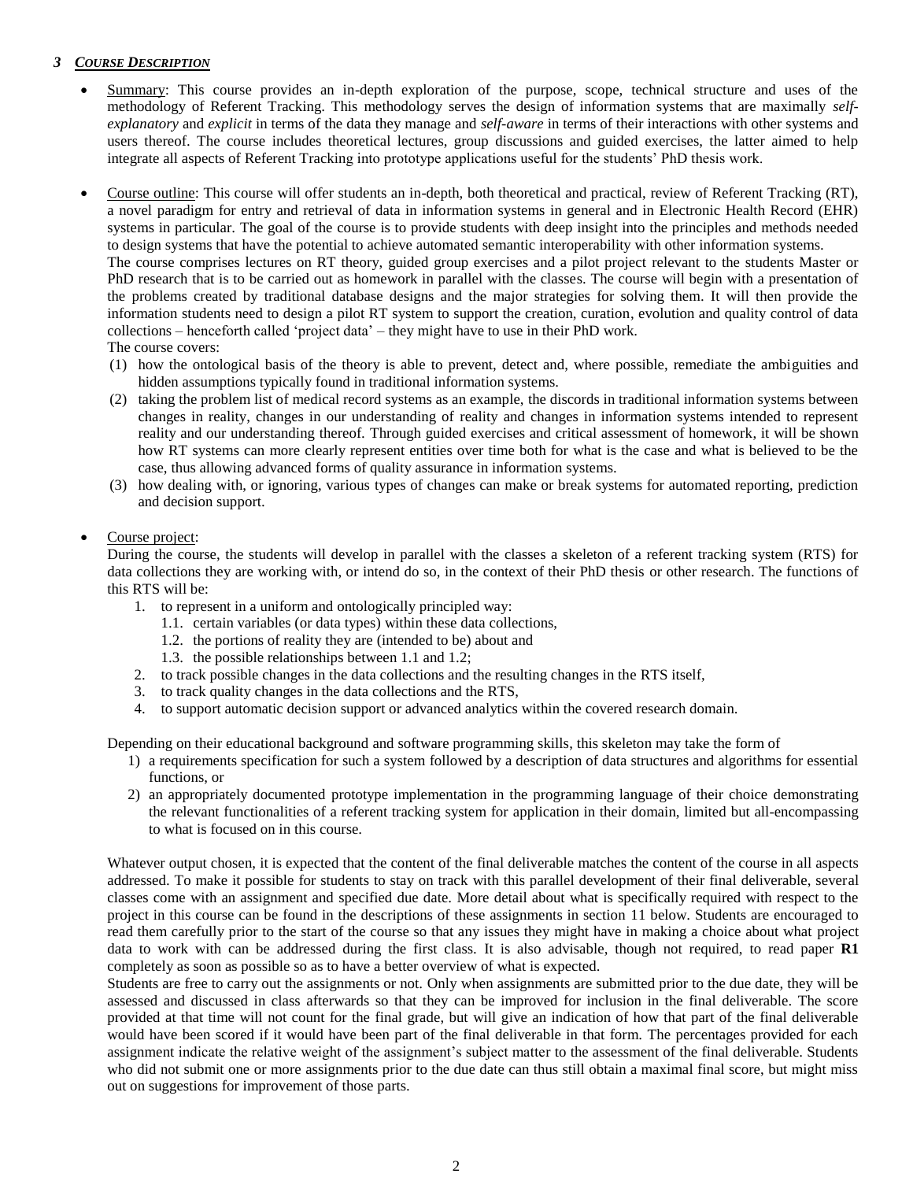## 3 *Course Description*

- Summary: This course provides an in-depth exploration of the purpose, scope, technical structure and uses of the methodology of Referent Tracking. This methodology serves the design of information systems that are maximally *self-explanatory* and *explicit* in terms of the data they manage and *self-aware* in terms of their interactions with other systems and users thereof. The course includes theoretical lectures, group discussions and guided exercises, the latter aimed to help integrate all aspects of Referent Tracking into prototype applications useful for the students' PhD thesis work.

- Course outline: This course will offer students an in-depth, both theoretical and practical, review of Referent Tracking (RT), a novel paradigm for entry and retrieval of data in information systems in general and in Electronic Health Record (EHR) systems in particular. The goal of the course is to provide students with deep insight into the principles and methods needed to design systems that have the potential to achieve automated semantic interoperability with other information systems.
  The course comprises lectures on RT theory, guided group exercises and a pilot project relevant to the students Master or PhD research that is to be carried out as homework in parallel with the classes. The course will begin with a presentation of the problems created by traditional database designs and the major strategies for solving them. It will then provide the information students need to design a pilot RT system to support the creation, curation, evolution and quality control of data collections – henceforth called 'project data' – they might have to use in their PhD work.
  The course covers:
  (1) how the ontological basis of the theory is able to prevent, detect and, where possible, remediate the ambiguities and hidden assumptions typically found in traditional information systems.
  (2) taking the problem list of medical record systems as an example, the discords in traditional information systems between changes in reality, changes in our understanding of reality and changes in information systems intended to represent reality and our understanding thereof. Through guided exercises and critical assessment of homework, it will be shown how RT systems can more clearly represent entities over time both for what is the case and what is believed to be the case, thus allowing advanced forms of quality assurance in information systems.
  (3) how dealing with, or ignoring, various types of changes can make or break systems for automated reporting, prediction and decision support.

- Course project:
  During the course, the students will develop in parallel with the classes a skeleton of a referent tracking system (RTS) for data collections they are working with, or intend do so, in the context of their PhD thesis or other research. The functions of this RTS will be:
  1. to represent in a uniform and ontologically principled way:
     1.1. certain variables (or data types) within these data collections,
     1.2. the portions of reality they are (intended to be) about and
     1.3. the possible relationships between 1.1 and 1.2;
  2. to track possible changes in the data collections and the resulting changes in the RTS itself,
  3. to track quality changes in the data collections and the RTS,
  4. to support automatic decision support or advanced analytics within the covered research domain.

  Depending on their educational background and software programming skills, this skeleton may take the form of
  1) a requirements specification for such a system followed by a description of data structures and algorithms for essential functions, or
  2) an appropriately documented prototype implementation in the programming language of their choice demonstrating the relevant functionalities of a referent tracking system for application in their domain, limited but all-encompassing to what is focused on in this course.

  Whatever output chosen, it is expected that the content of the final deliverable matches the content of the course in all aspects addressed. To make it possible for students to stay on track with this parallel development of their final deliverable, several classes come with an assignment and specified due date. More detail about what is specifically required with respect to the project in this course can be found in the descriptions of these assignments in section 11 below. Students are encouraged to read them carefully prior to the start of the course so that any issues they might have in making a choice about what project data to work with can be addressed during the first class. It is also advisable, though not required, to read paper **R1** completely as soon as possible so as to have a better overview of what is expected.
  Students are free to carry out the assignments or not. Only when assignments are submitted prior to the due date, they will be assessed and discussed in class afterwards so that they can be improved for inclusion in the final deliverable. The score provided at that time will not count for the final grade, but will give an indication of how that part of the final deliverable would have been scored if it would have been part of the final deliverable in that form. The percentages provided for each assignment indicate the relative weight of the assignment's subject matter to the assessment of the final deliverable. Students who did not submit one or more assignments prior to the due date can thus still obtain a maximal final score, but might miss out on suggestions for improvement of those parts.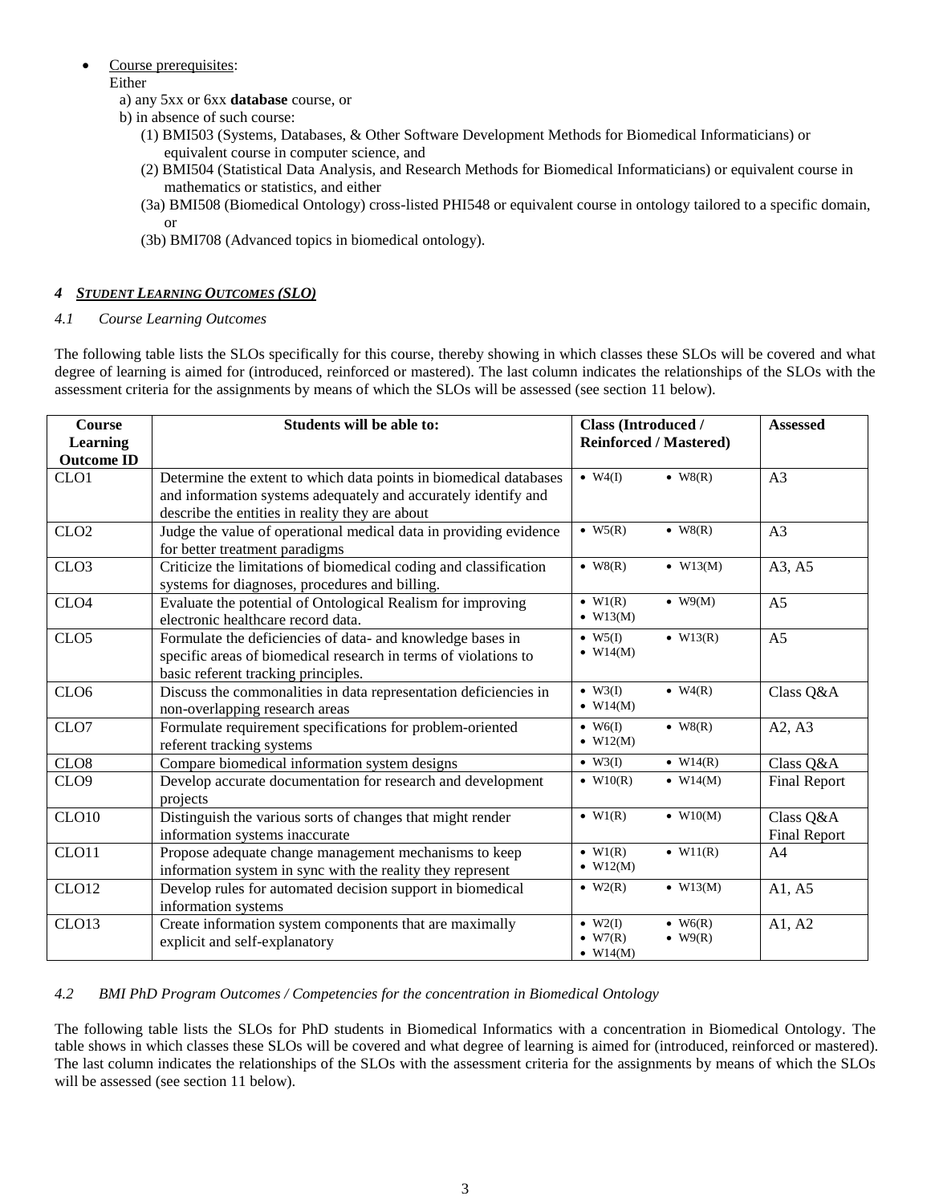- Course prerequisites:
  Either
  a) any 5xx or 6xx **database** course, or
  b) in absence of such course:
    (1) BMI503 (Systems, Databases, & Other Software Development Methods for Biomedical Informaticians) or equivalent course in computer science, and
    (2) BMI504 (Statistical Data Analysis, and Research Methods for Biomedical Informaticians) or equivalent course in mathematics or statistics, and either
    (3a) BMI508 (Biomedical Ontology) cross-listed PHI548 or equivalent course in ontology tailored to a specific domain, or
    (3b) BMI708 (Advanced topics in biomedical ontology).

## *4 STUDENT LEARNING OUTCOMES (SLO)*

### *4.1 Course Learning Outcomes*

The following table lists the SLOs specifically for this course, thereby showing in which classes these SLOs will be covered and what degree of learning is aimed for (introduced, reinforced or mastered). The last column indicates the relationships of the SLOs with the assessment criteria for the assignments by means of which the SLOs will be assessed (see section 11 below).

| Course Learning Outcome ID | Students will be able to: | Class (Introduced / Reinforced / Mastered) | Assessed |
|---|---|---|---|
| CLO1 | Determine the extent to which data points in biomedical databases and information systems adequately and accurately identify and describe the entities in reality they are about | • W4(I) • W8(R) | A3 |
| CLO2 | Judge the value of operational medical data in providing evidence for better treatment paradigms | • W5(R) • W8(R) | A3 |
| CLO3 | Criticize the limitations of biomedical coding and classification systems for diagnoses, procedures and billing. | • W8(R) • W13(M) | A3, A5 |
| CLO4 | Evaluate the potential of Ontological Realism for improving electronic healthcare record data. | • W1(R) • W9(M) • W13(M) | A5 |
| CLO5 | Formulate the deficiencies of data- and knowledge bases in specific areas of biomedical research in terms of violations to basic referent tracking principles. | • W5(I) • W13(R) • W14(M) | A5 |
| CLO6 | Discuss the commonalities in data representation deficiencies in non-overlapping research areas | • W3(I) • W4(R) • W14(M) | Class Q&A |
| CLO7 | Formulate requirement specifications for problem-oriented referent tracking systems | • W6(I) • W8(R) • W12(M) | A2, A3 |
| CLO8 | Compare biomedical information system designs | • W3(I) • W14(R) | Class Q&A |
| CLO9 | Develop accurate documentation for research and development projects | • W10(R) • W14(M) | Final Report |
| CLO10 | Distinguish the various sorts of changes that might render information systems inaccurate | • W1(R) • W10(M) | Class Q&A Final Report |
| CLO11 | Propose adequate change management mechanisms to keep information system in sync with the reality they represent | • W1(R) • W11(R) • W12(M) | A4 |
| CLO12 | Develop rules for automated decision support in biomedical information systems | • W2(R) • W13(M) | A1, A5 |
| CLO13 | Create information system components that are maximally explicit and self-explanatory | • W2(I) • W6(R) • W7(R) • W9(R) • W14(M) | A1, A2 |

### *4.2 BMI PhD Program Outcomes / Competencies for the concentration in Biomedical Ontology*

The following table lists the SLOs for PhD students in Biomedical Informatics with a concentration in Biomedical Ontology. The table shows in which classes these SLOs will be covered and what degree of learning is aimed for (introduced, reinforced or mastered). The last column indicates the relationships of the SLOs with the assessment criteria for the assignments by means of which the SLOs will be assessed (see section 11 below).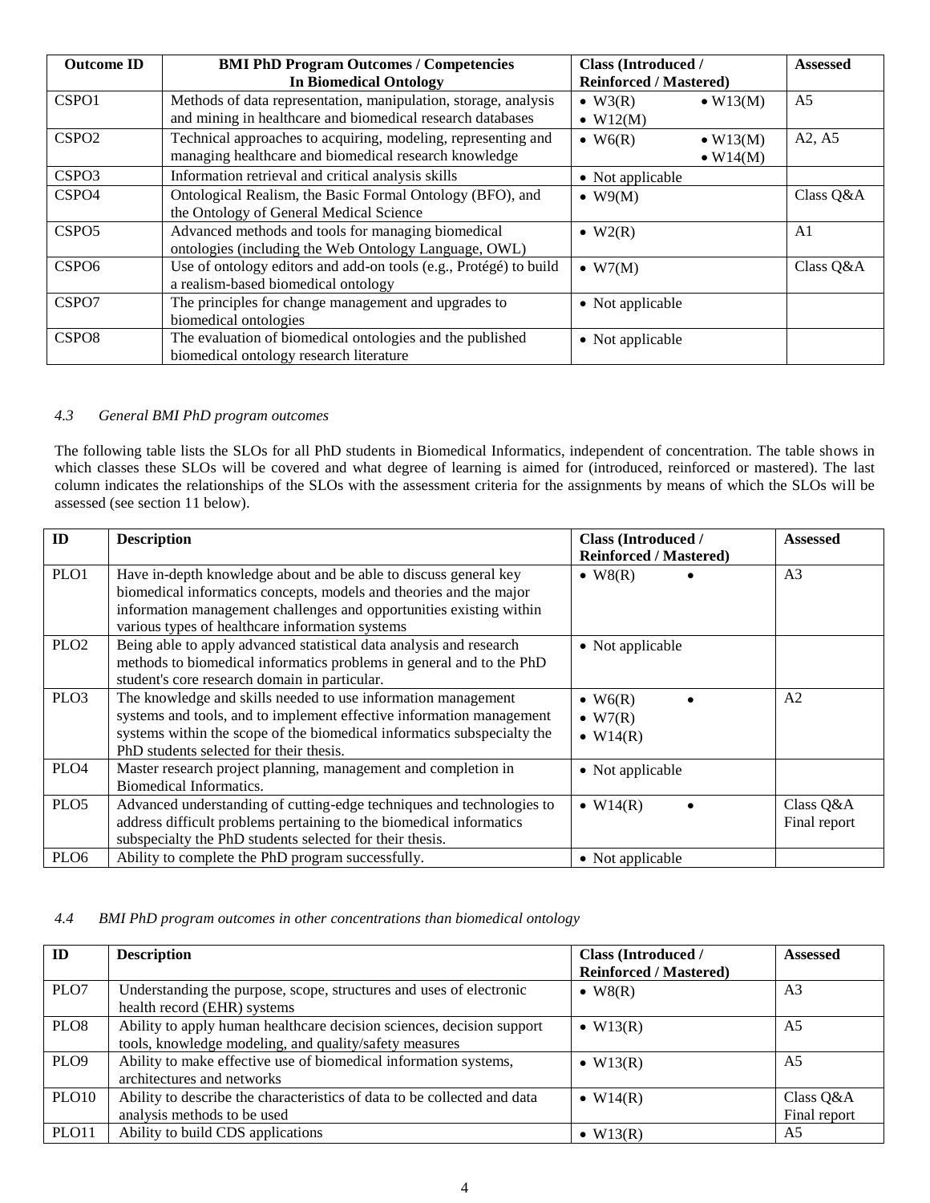| Outcome ID | BMI PhD Program Outcomes / Competencies In Biomedical Ontology | Class (Introduced / Reinforced / Mastered) | Assessed |
|---|---|---|---|
| CSPO1 | Methods of data representation, manipulation, storage, analysis and mining in healthcare and biomedical research databases | • W3(R) • W13(M) • W12(M) | A5 |
| CSPO2 | Technical approaches to acquiring, modeling, representing and managing healthcare and biomedical research knowledge | • W6(R) • W13(M) • W14(M) | A2, A5 |
| CSPO3 | Information retrieval and critical analysis skills | • Not applicable | |
| CSPO4 | Ontological Realism, the Basic Formal Ontology (BFO), and the Ontology of General Medical Science | • W9(M) | Class Q&A |
| CSPO5 | Advanced methods and tools for managing biomedical ontologies (including the Web Ontology Language, OWL) | • W2(R) | A1 |
| CSPO6 | Use of ontology editors and add-on tools (e.g., Protégé) to build a realism-based biomedical ontology | • W7(M) | Class Q&A |
| CSPO7 | The principles for change management and upgrades to biomedical ontologies | • Not applicable | |
| CSPO8 | The evaluation of biomedical ontologies and the published biomedical ontology research literature | • Not applicable | |

### *4.3 General BMI PhD program outcomes*

The following table lists the SLOs for all PhD students in Biomedical Informatics, independent of concentration. The table shows in which classes these SLOs will be covered and what degree of learning is aimed for (introduced, reinforced or mastered). The last column indicates the relationships of the SLOs with the assessment criteria for the assignments by means of which the SLOs will be assessed (see section 11 below).

| ID | Description | Class (Introduced / Reinforced / Mastered) | Assessed |
|---|---|---|---|
| PLO1 | Have in-depth knowledge about and be able to discuss general key biomedical informatics concepts, models and theories and the major information management challenges and opportunities existing within various types of healthcare information systems | • W8(R) • | A3 |
| PLO2 | Being able to apply advanced statistical data analysis and research methods to biomedical informatics problems in general and to the PhD student's core research domain in particular. | • Not applicable | |
| PLO3 | The knowledge and skills needed to use information management systems and tools, and to implement effective information management systems within the scope of the biomedical informatics subspecialty the PhD students selected for their thesis. | • W6(R) • • W7(R) • W14(R) | A2 |
| PLO4 | Master research project planning, management and completion in Biomedical Informatics. | • Not applicable | |
| PLO5 | Advanced understanding of cutting-edge techniques and technologies to address difficult problems pertaining to the biomedical informatics subspecialty the PhD students selected for their thesis. | • W14(R) • | Class Q&A Final report |
| PLO6 | Ability to complete the PhD program successfully. | • Not applicable | |

### *4.4 BMI PhD program outcomes in other concentrations than biomedical ontology*

| ID | Description | Class (Introduced / Reinforced / Mastered) | Assessed |
|---|---|---|---|
| PLO7 | Understanding the purpose, scope, structures and uses of electronic health record (EHR) systems | • W8(R) | A3 |
| PLO8 | Ability to apply human healthcare decision sciences, decision support tools, knowledge modeling, and quality/safety measures | • W13(R) | A5 |
| PLO9 | Ability to make effective use of biomedical information systems, architectures and networks | • W13(R) | A5 |
| PLO10 | Ability to describe the characteristics of data to be collected and data analysis methods to be used | • W14(R) | Class Q&A Final report |
| PLO11 | Ability to build CDS applications | • W13(R) | A5 |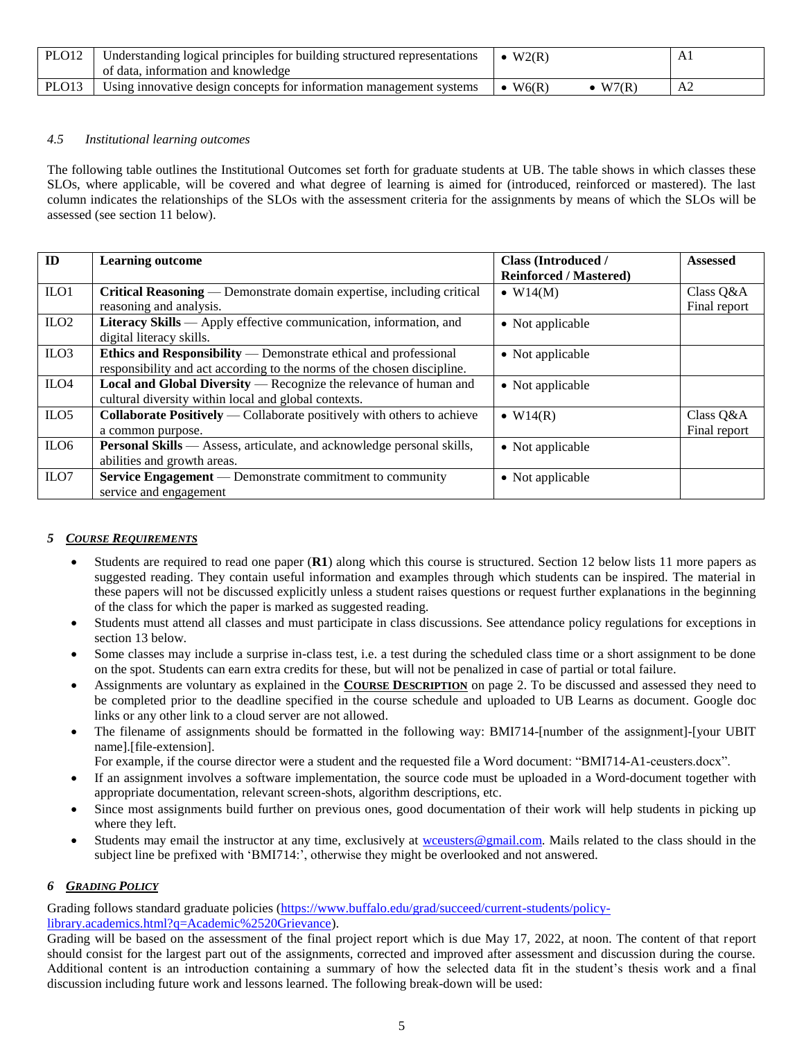| PLO12 | Understanding logical principles for building structured representations of data, information and knowledge | • W2(R) | A1 |
|---|---|---|---|
| PLO13 | Using innovative design concepts for information management systems | • W6(R) • W7(R) | A2 |

#### *4.5 Institutional learning outcomes*

The following table outlines the Institutional Outcomes set forth for graduate students at UB. The table shows in which classes these SLOs, where applicable, will be covered and what degree of learning is aimed for (introduced, reinforced or mastered). The last column indicates the relationships of the SLOs with the assessment criteria for the assignments by means of which the SLOs will be assessed (see section 11 below).

| ID | Learning outcome | Class (Introduced / Reinforced / Mastered) | Assessed |
|---|---|---|---|
| ILO1 | **Critical Reasoning** — Demonstrate domain expertise, including critical reasoning and analysis. | • W14(M) | Class Q&A Final report |
| ILO2 | **Literacy Skills** — Apply effective communication, information, and digital literacy skills. | • Not applicable | |
| ILO3 | **Ethics and Responsibility** — Demonstrate ethical and professional responsibility and act according to the norms of the chosen discipline. | • Not applicable | |
| ILO4 | **Local and Global Diversity** — Recognize the relevance of human and cultural diversity within local and global contexts. | • Not applicable | |
| ILO5 | **Collaborate Positively** — Collaborate positively with others to achieve a common purpose. | • W14(R) | Class Q&A Final report |
| ILO6 | **Personal Skills** — Assess, articulate, and acknowledge personal skills, abilities and growth areas. | • Not applicable | |
| ILO7 | **Service Engagement** — Demonstrate commitment to community service and engagement | • Not applicable | |

## 5 *COURSE REQUIREMENTS*

- Students are required to read one paper (**R1**) along which this course is structured. Section 12 below lists 11 more papers as suggested reading. They contain useful information and examples through which students can be inspired. The material in these papers will not be discussed explicitly unless a student raises questions or request further explanations in the beginning of the class for which the paper is marked as suggested reading.
- Students must attend all classes and must participate in class discussions. See attendance policy regulations for exceptions in section 13 below.
- Some classes may include a surprise in-class test, i.e. a test during the scheduled class time or a short assignment to be done on the spot. Students can earn extra credits for these, but will not be penalized in case of partial or total failure.
- Assignments are voluntary as explained in the **COURSE DESCRIPTION** on page 2. To be discussed and assessed they need to be completed prior to the deadline specified in the course schedule and uploaded to UB Learns as document. Google doc links or any other link to a cloud server are not allowed.
- The filename of assignments should be formatted in the following way: BMI714-[number of the assignment]-[your UBIT name].[file-extension].
  For example, if the course director were a student and the requested file a Word document: "BMI714-A1-ceusters.docx".
- If an assignment involves a software implementation, the source code must be uploaded in a Word-document together with appropriate documentation, relevant screen-shots, algorithm descriptions, etc.
- Since most assignments build further on previous ones, good documentation of their work will help students in picking up where they left.
- Students may email the instructor at any time, exclusively at wceusters@gmail.com. Mails related to the class should in the subject line be prefixed with 'BMI714:', otherwise they might be overlooked and not answered.

## 6 *GRADING POLICY*

Grading follows standard graduate policies (https://www.buffalo.edu/grad/succeed/current-students/policy-library.academics.html?q=Academic%2520Grievance).
Grading will be based on the assessment of the final project report which is due May 17, 2022, at noon. The content of that report should consist for the largest part out of the assignments, corrected and improved after assessment and discussion during the course. Additional content is an introduction containing a summary of how the selected data fit in the student's thesis work and a final discussion including future work and lessons learned. The following break-down will be used: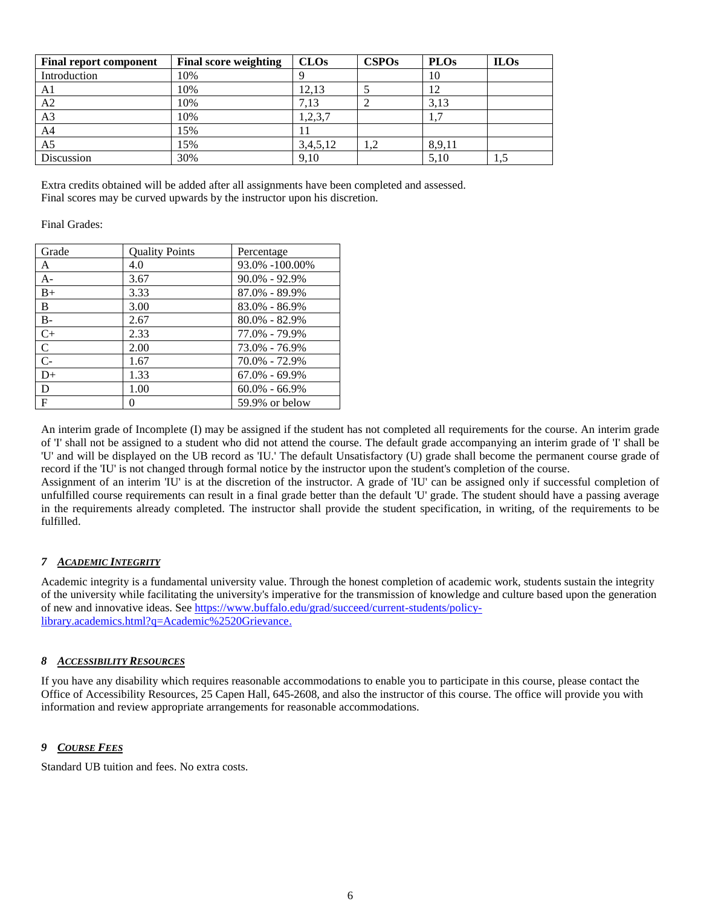| Final report component | Final score weighting | CLOs | CSPOs | PLOs | ILOs |
|---|---|---|---|---|---|
| Introduction | 10% | 9 | | 10 | |
| A1 | 10% | 12,13 | 5 | 12 | |
| A2 | 10% | 7,13 | 2 | 3,13 | |
| A3 | 10% | 1,2,3,7 | | 1,7 | |
| A4 | 15% | 11 | | | |
| A5 | 15% | 3,4,5,12 | 1,2 | 8,9,11 | |
| Discussion | 30% | 9,10 | | 5,10 | 1,5 |

Extra credits obtained will be added after all assignments have been completed and assessed.
Final scores may be curved upwards by the instructor upon his discretion.

Final Grades:

| Grade | Quality Points | Percentage |
|---|---|---|
| A | 4.0 | 93.0% -100.00% |
| A- | 3.67 | 90.0% - 92.9% |
| B+ | 3.33 | 87.0% - 89.9% |
| B | 3.00 | 83.0% - 86.9% |
| B- | 2.67 | 80.0% - 82.9% |
| C+ | 2.33 | 77.0% - 79.9% |
| C | 2.00 | 73.0% - 76.9% |
| C- | 1.67 | 70.0% - 72.9% |
| D+ | 1.33 | 67.0% - 69.9% |
| D | 1.00 | 60.0% - 66.9% |
| F | 0 | 59.9% or below |

An interim grade of Incomplete (I) may be assigned if the student has not completed all requirements for the course. An interim grade of 'I' shall not be assigned to a student who did not attend the course. The default grade accompanying an interim grade of 'I' shall be 'U' and will be displayed on the UB record as 'IU.' The default Unsatisfactory (U) grade shall become the permanent course grade of record if the 'IU' is not changed through formal notice by the instructor upon the student's completion of the course.
Assignment of an interim 'IU' is at the discretion of the instructor. A grade of 'IU' can be assigned only if successful completion of unfulfilled course requirements can result in a final grade better than the default 'U' grade. The student should have a passing average in the requirements already completed. The instructor shall provide the student specification, in writing, of the requirements to be fulfilled.

## 7 *Academic Integrity*

Academic integrity is a fundamental university value. Through the honest completion of academic work, students sustain the integrity of the university while facilitating the university's imperative for the transmission of knowledge and culture based upon the generation of new and innovative ideas. See https://www.buffalo.edu/grad/succeed/current-students/policy-library.academics.html?q=Academic%2520Grievance.

## 8 *Accessibility Resources*

If you have any disability which requires reasonable accommodations to enable you to participate in this course, please contact the Office of Accessibility Resources, 25 Capen Hall, 645-2608, and also the instructor of this course. The office will provide you with information and review appropriate arrangements for reasonable accommodations.

## 9 *Course Fees*

Standard UB tuition and fees. No extra costs.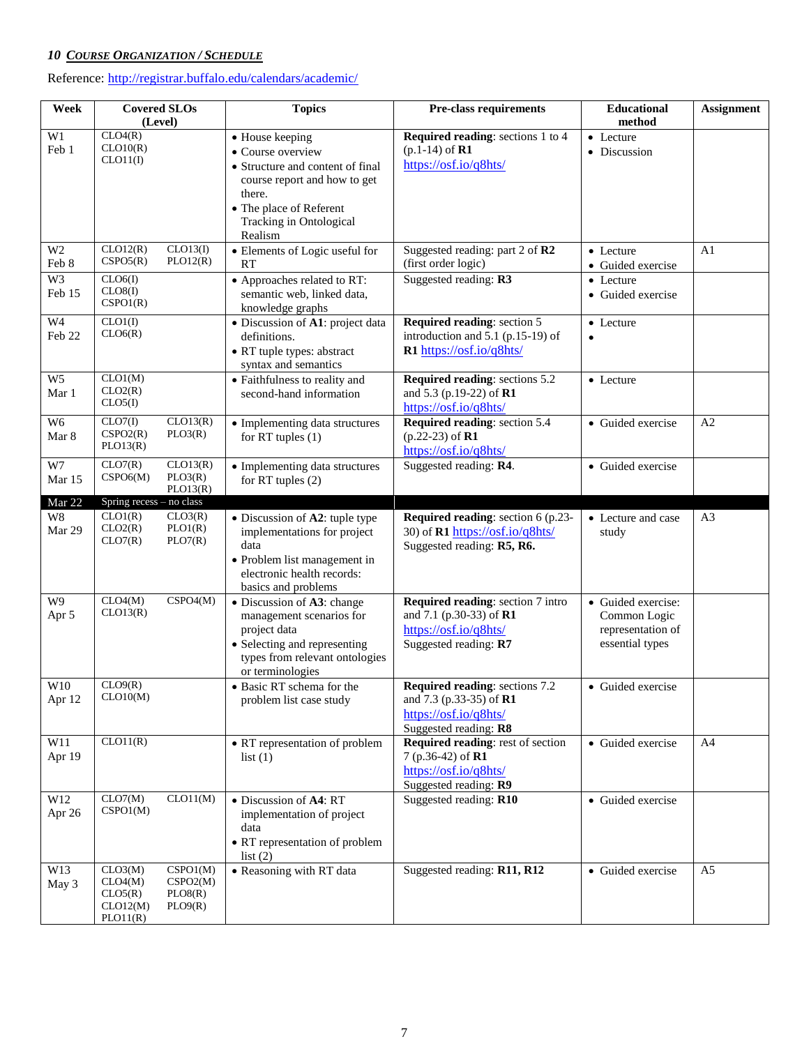### 10 *Course Organization / Schedule*

Reference: http://registrar.buffalo.edu/calendars/academic/

| Week | Covered SLOs (Level) | Topics | Pre-class requirements | Educational method | Assignment |
|---|---|---|---|---|---|
| W1 Feb 1 | CLO4(R) CLO10(R) CLO11(I) | • House keeping • Course overview • Structure and content of final course report and how to get there. • The place of Referent Tracking in Ontological Realism | **Required reading**: sections 1 to 4 (p.1-14) of **R1** https://osf.io/q8hts/ | • Lecture • Discussion | |
| W2 Feb 8 | CLO12(R) CLO13(I) CSPO5(R) PLO12(R) | • Elements of Logic useful for RT | Suggested reading: part 2 of **R2** (first order logic) | • Lecture • Guided exercise | A1 |
| W3 Feb 15 | CLO6(I) CLO8(I) CSPO1(R) | • Approaches related to RT: semantic web, linked data, knowledge graphs | Suggested reading: **R3** | • Lecture • Guided exercise | |
| W4 Feb 22 | CLO1(I) CLO6(R) | • Discussion of **A1**: project data definitions. • RT tuple types: abstract syntax and semantics | **Required reading**: section 5 introduction and 5.1 (p.15-19) of **R1** https://osf.io/q8hts/ | • Lecture • | |
| W5 Mar 1 | CLO1(M) CLO2(R) CLO5(I) | • Faithfulness to reality and second-hand information | **Required reading**: sections 5.2 and 5.3 (p.19-22) of **R1** https://osf.io/q8hts/ | • Lecture | |
| W6 Mar 8 | CLO7(I) CLO13(R) CSPO2(R) PLO3(R) PLO13(R) | • Implementing data structures for RT tuples (1) | **Required reading**: section 5.4 (p.22-23) of **R1** https://osf.io/q8hts/ | • Guided exercise | A2 |
| W7 Mar 15 | CLO7(R) CLO13(R) CSPO6(M) PLO3(R) PLO13(R) | • Implementing data structures for RT tuples (2) | Suggested reading: **R4**. | • Guided exercise | |
| Mar 22 | Spring recess – no class | | | | |
| W8 Mar 29 | CLO1(R) CLO3(R) CLO2(R) PLO1(R) CLO7(R) PLO7(R) | • Discussion of **A2**: tuple type implementations for project data • Problem list management in electronic health records: basics and problems | **Required reading**: section 6 (p.23-30) of **R1** https://osf.io/q8hts/ Suggested reading: **R5, R6.** | • Lecture and case study | A3 |
| W9 Apr 5 | CLO4(M) CSPO4(M) CLO13(R) | • Discussion of **A3**: change management scenarios for project data • Selecting and representing types from relevant ontologies or terminologies | **Required reading**: section 7 intro and 7.1 (p.30-33) of **R1** https://osf.io/q8hts/ Suggested reading: **R7** | • Guided exercise: Common Logic representation of essential types | |
| W10 Apr 12 | CLO9(R) CLO10(M) | • Basic RT schema for the problem list case study | **Required reading**: sections 7.2 and 7.3 (p.33-35) of **R1** https://osf.io/q8hts/ Suggested reading: **R8** | • Guided exercise | |
| W11 Apr 19 | CLO11(R) | • RT representation of problem list (1) | **Required reading**: rest of section 7 (p.36-42) of **R1** https://osf.io/q8hts/ Suggested reading: **R9** | • Guided exercise | A4 |
| W12 Apr 26 | CLO7(M) CLO11(M) CSPO1(M) | • Discussion of **A4**: RT implementation of project data • RT representation of problem list (2) | Suggested reading: **R10** | • Guided exercise | |
| W13 May 3 | CLO3(M) CSPO1(M) CLO4(M) CSPO2(M) CLO5(R) PLO8(R) CLO12(M) PLO9(R) PLO11(R) | • Reasoning with RT data | Suggested reading: **R11, R12** | • Guided exercise | A5 |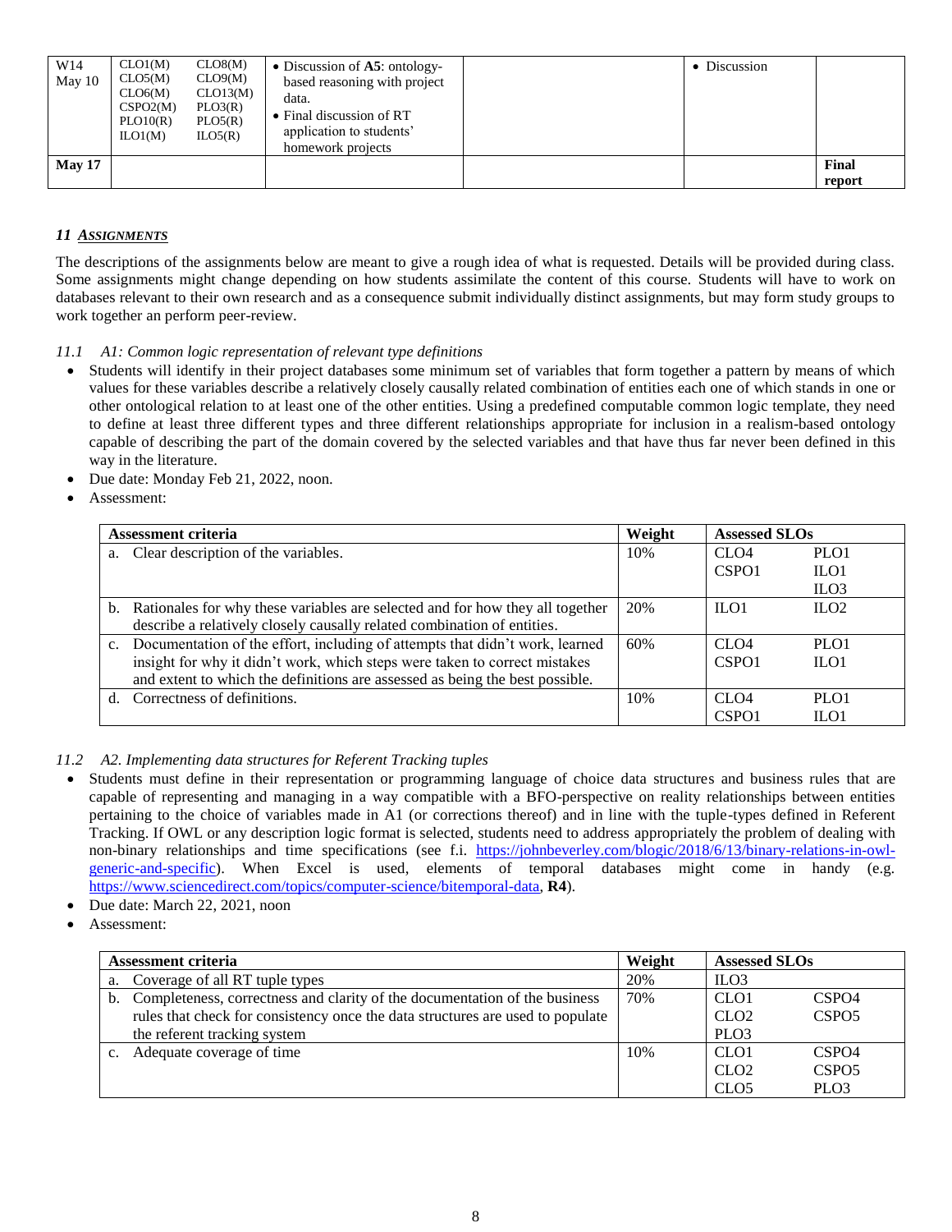| W14 May 10 | CLO1(M) CLO5(M) CLO6(M) CSPO2(M) PLO10(R) ILO1(M) | CLO8(M) CLO9(M) CLO13(M) PLO3(R) PLO5(R) ILO5(R) | • Discussion of **A5**: ontology-based reasoning with project data. • Final discussion of RT application to students' homework projects | | • Discussion | |
|---|---|---|---|---|---|---|
| **May 17** | | | | | | **Final report** |

## 11 *ASSIGNMENTS*

The descriptions of the assignments below are meant to give a rough idea of what is requested. Details will be provided during class. Some assignments might change depending on how students assimilate the content of this course. Students will have to work on databases relevant to their own research and as a consequence submit individually distinct assignments, but may form study groups to work together an perform peer-review.

### *11.1 A1: Common logic representation of relevant type definitions*

- Students will identify in their project databases some minimum set of variables that form together a pattern by means of which values for these variables describe a relatively closely causally related combination of entities each one of which stands in one or other ontological relation to at least one of the other entities. Using a predefined computable common logic template, they need to define at least three different types and three different relationships appropriate for inclusion in a realism-based ontology capable of describing the part of the domain covered by the selected variables and that have thus far never been defined in this way in the literature.
- Due date: Monday Feb 21, 2022, noon.
- Assessment:

| Assessment criteria | Weight | Assessed SLOs | |
|---|---|---|---|
| a. Clear description of the variables. | 10% | CLO4 CSPO1 | PLO1 ILO1 ILO3 |
| b. Rationales for why these variables are selected and for how they all together describe a relatively closely causally related combination of entities. | 20% | ILO1 | ILO2 |
| c. Documentation of the effort, including of attempts that didn't work, learned insight for why it didn't work, which steps were taken to correct mistakes and extent to which the definitions are assessed as being the best possible. | 60% | CLO4 CSPO1 | PLO1 ILO1 |
| d. Correctness of definitions. | 10% | CLO4 CSPO1 | PLO1 ILO1 |

### *11.2 A2. Implementing data structures for Referent Tracking tuples*

- Students must define in their representation or programming language of choice data structures and business rules that are capable of representing and managing in a way compatible with a BFO-perspective on reality relationships between entities pertaining to the choice of variables made in A1 (or corrections thereof) and in line with the tuple-types defined in Referent Tracking. If OWL or any description logic format is selected, students need to address appropriately the problem of dealing with non-binary relationships and time specifications (see f.i. https://johnbeverley.com/blogic/2018/6/13/binary-relations-in-owl-generic-and-specific). When Excel is used, elements of temporal databases might come in handy (e.g. https://www.sciencedirect.com/topics/computer-science/bitemporal-data, **R4**).
- Due date: March 22, 2021, noon
- Assessment:

| Assessment criteria | Weight | Assessed SLOs | |
|---|---|---|---|
| a. Coverage of all RT tuple types | 20% | ILO3 | |
| b. Completeness, correctness and clarity of the documentation of the business rules that check for consistency once the data structures are used to populate the referent tracking system | 70% | CLO1 CLO2 PLO3 | CSPO4 CSPO5 |
| c. Adequate coverage of time | 10% | CLO1 CLO2 CLO5 | CSPO4 CSPO5 PLO3 |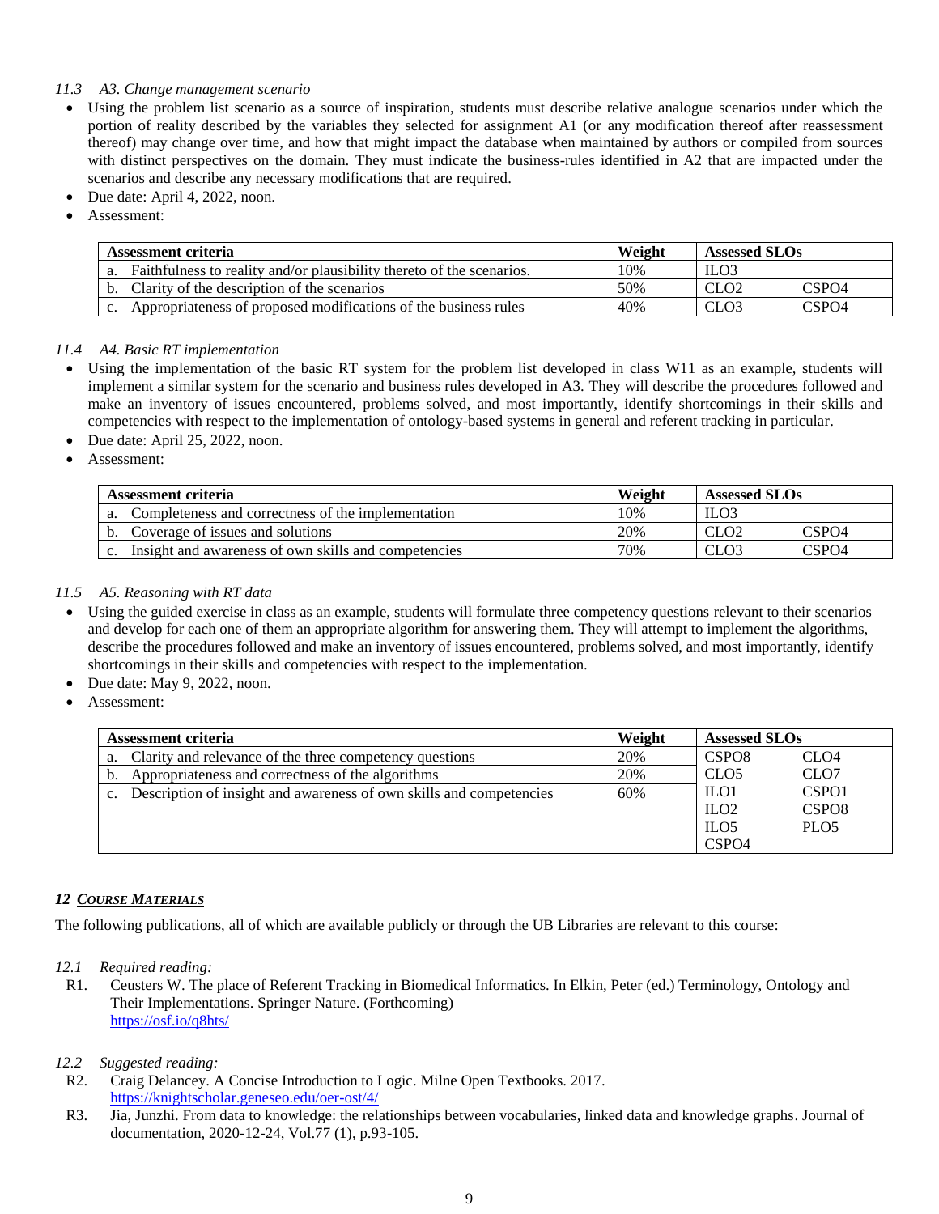*11.3 A3. Change management scenario*

- Using the problem list scenario as a source of inspiration, students must describe relative analogue scenarios under which the portion of reality described by the variables they selected for assignment A1 (or any modification thereof after reassessment thereof) may change over time, and how that might impact the database when maintained by authors or compiled from sources with distinct perspectives on the domain. They must indicate the business-rules identified in A2 that are impacted under the scenarios and describe any necessary modifications that are required.
- Due date: April 4, 2022, noon.
- Assessment:

| Assessment criteria | Weight | Assessed SLOs | |
|---|---|---|---|
| a. Faithfulness to reality and/or plausibility thereto of the scenarios. | 10% | ILO3 | |
| b. Clarity of the description of the scenarios | 50% | CLO2 | CSPO4 |
| c. Appropriateness of proposed modifications of the business rules | 40% | CLO3 | CSPO4 |

*11.4 A4. Basic RT implementation*

- Using the implementation of the basic RT system for the problem list developed in class W11 as an example, students will implement a similar system for the scenario and business rules developed in A3. They will describe the procedures followed and make an inventory of issues encountered, problems solved, and most importantly, identify shortcomings in their skills and competencies with respect to the implementation of ontology-based systems in general and referent tracking in particular.
- Due date: April 25, 2022, noon.
- Assessment:

| Assessment criteria | Weight | Assessed SLOs | |
|---|---|---|---|
| a. Completeness and correctness of the implementation | 10% | ILO3 | |
| b. Coverage of issues and solutions | 20% | CLO2 | CSPO4 |
| c. Insight and awareness of own skills and competencies | 70% | CLO3 | CSPO4 |

*11.5 A5. Reasoning with RT data*

- Using the guided exercise in class as an example, students will formulate three competency questions relevant to their scenarios and develop for each one of them an appropriate algorithm for answering them. They will attempt to implement the algorithms, describe the procedures followed and make an inventory of issues encountered, problems solved, and most importantly, identify shortcomings in their skills and competencies with respect to the implementation.
- Due date: May 9, 2022, noon.
- Assessment:

| Assessment criteria | Weight | Assessed SLOs | |
|---|---|---|---|
| a. Clarity and relevance of the three competency questions | 20% | CSPO8 | CLO4 |
| b. Appropriateness and correctness of the algorithms | 20% | CLO5 | CLO7 |
| c. Description of insight and awareness of own skills and competencies | 60% | ILO1 | CSPO1 |
| | | ILO2 | CSPO8 |
| | | ILO5 | PLO5 |
| | | CSPO4 | |

## 12 COURSE MATERIALS

The following publications, all of which are available publicly or through the UB Libraries are relevant to this course:

*12.1 Required reading:*

R1. Ceusters W. The place of Referent Tracking in Biomedical Informatics. In Elkin, Peter (ed.) Terminology, Ontology and Their Implementations. Springer Nature. (Forthcoming)
https://osf.io/q8hts/

*12.2 Suggested reading:*

R2. Craig Delancey. A Concise Introduction to Logic. Milne Open Textbooks. 2017.
https://knightscholar.geneseo.edu/oer-ost/4/

R3. Jia, Junzhi. From data to knowledge: the relationships between vocabularies, linked data and knowledge graphs. Journal of documentation, 2020-12-24, Vol.77 (1), p.93-105.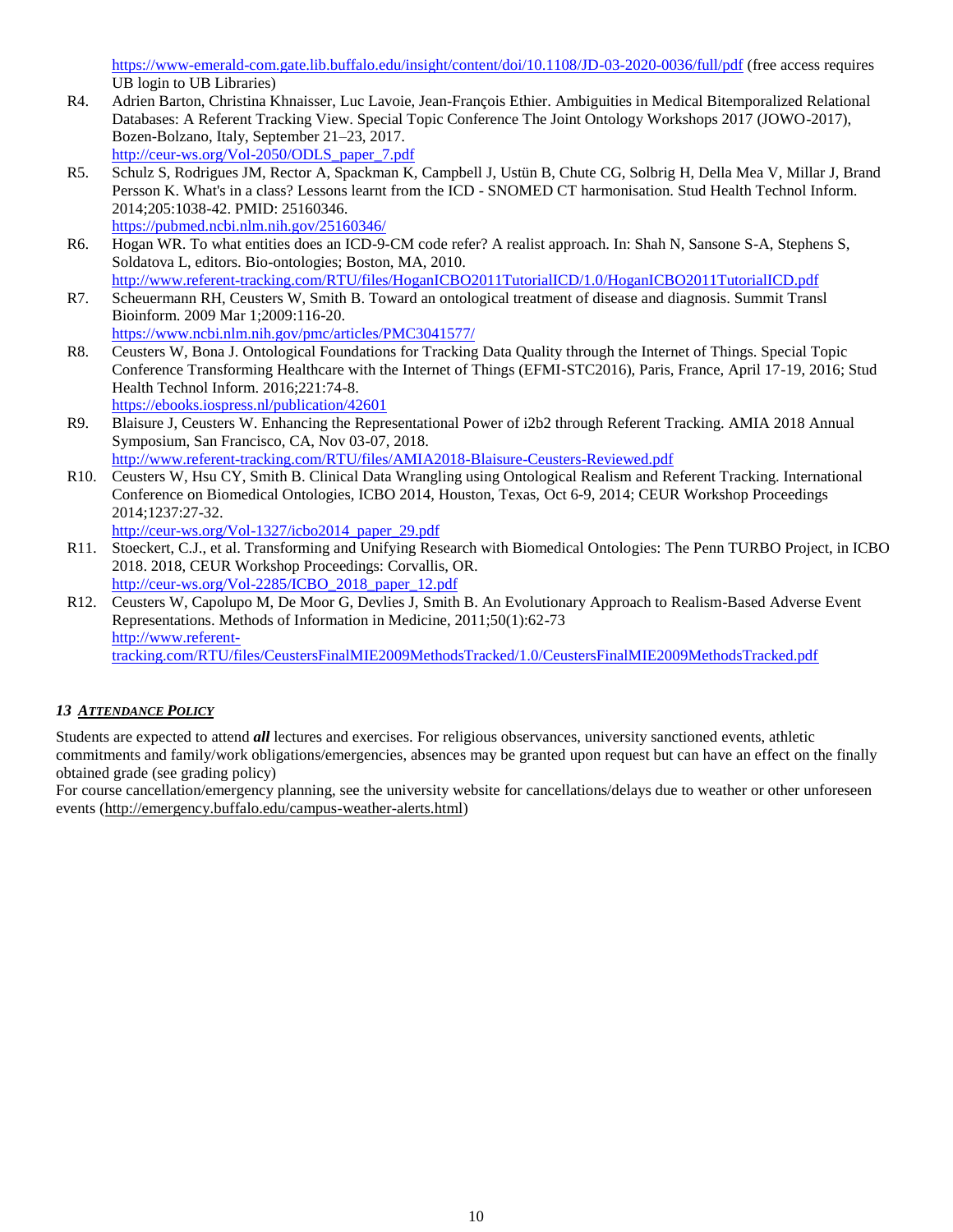https://www-emerald-com.gate.lib.buffalo.edu/insight/content/doi/10.1108/JD-03-2020-0036/full/pdf (free access requires UB login to UB Libraries)

R4. Adrien Barton, Christina Khnaisser, Luc Lavoie, Jean-François Ethier. Ambiguities in Medical Bitemporalized Relational Databases: A Referent Tracking View. Special Topic Conference The Joint Ontology Workshops 2017 (JOWO-2017), Bozen-Bolzano, Italy, September 21–23, 2017. http://ceur-ws.org/Vol-2050/ODLS_paper_7.pdf

R5. Schulz S, Rodrigues JM, Rector A, Spackman K, Campbell J, Ustün B, Chute CG, Solbrig H, Della Mea V, Millar J, Brand Persson K. What's in a class? Lessons learnt from the ICD - SNOMED CT harmonisation. Stud Health Technol Inform. 2014;205:1038-42. PMID: 25160346. https://pubmed.ncbi.nlm.nih.gov/25160346/

R6. Hogan WR. To what entities does an ICD-9-CM code refer? A realist approach. In: Shah N, Sansone S-A, Stephens S, Soldatova L, editors. Bio-ontologies; Boston, MA, 2010. http://www.referent-tracking.com/RTU/files/HoganICBO2011TutorialICD/1.0/HoganICBO2011TutorialICD.pdf

R7. Scheuermann RH, Ceusters W, Smith B. Toward an ontological treatment of disease and diagnosis. Summit Transl Bioinform. 2009 Mar 1;2009:116-20. https://www.ncbi.nlm.nih.gov/pmc/articles/PMC3041577/

R8. Ceusters W, Bona J. Ontological Foundations for Tracking Data Quality through the Internet of Things. Special Topic Conference Transforming Healthcare with the Internet of Things (EFMI-STC2016), Paris, France, April 17-19, 2016; Stud Health Technol Inform. 2016;221:74-8. https://ebooks.iospress.nl/publication/42601

R9. Blaisure J, Ceusters W. Enhancing the Representational Power of i2b2 through Referent Tracking. AMIA 2018 Annual Symposium, San Francisco, CA, Nov 03-07, 2018. http://www.referent-tracking.com/RTU/files/AMIA2018-Blaisure-Ceusters-Reviewed.pdf

R10. Ceusters W, Hsu CY, Smith B. Clinical Data Wrangling using Ontological Realism and Referent Tracking. International Conference on Biomedical Ontologies, ICBO 2014, Houston, Texas, Oct 6-9, 2014; CEUR Workshop Proceedings 2014;1237:27-32. http://ceur-ws.org/Vol-1327/icbo2014_paper_29.pdf

R11. Stoeckert, C.J., et al. Transforming and Unifying Research with Biomedical Ontologies: The Penn TURBO Project, in ICBO 2018. 2018, CEUR Workshop Proceedings: Corvallis, OR. http://ceur-ws.org/Vol-2285/ICBO_2018_paper_12.pdf

R12. Ceusters W, Capolupo M, De Moor G, Devlies J, Smith B. An Evolutionary Approach to Realism-Based Adverse Event Representations. Methods of Information in Medicine, 2011;50(1):62-73 http://www.referent-tracking.com/RTU/files/CeustersFinalMIE2009MethodsTracked/1.0/CeustersFinalMIE2009MethodsTracked.pdf

## *13 Attendance Policy*

Students are expected to attend ***all*** lectures and exercises. For religious observances, university sanctioned events, athletic commitments and family/work obligations/emergencies, absences may be granted upon request but can have an effect on the finally obtained grade (see grading policy)

For course cancellation/emergency planning, see the university website for cancellations/delays due to weather or other unforeseen events (http://emergency.buffalo.edu/campus-weather-alerts.html)